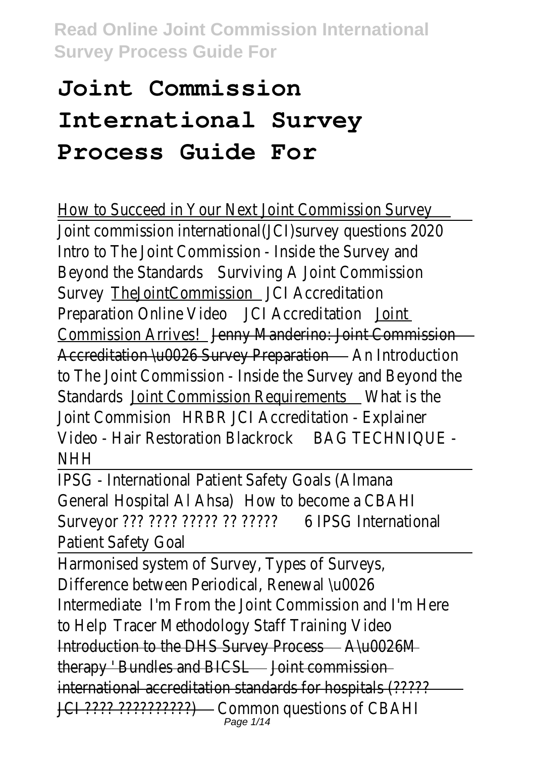# Joint Commission International Survey Process Guide For

How to Succeed in Your Next Joint Commission Survey

Joint commission international(JCI)survey questions 2020 Intro to The Joint Commission - Inside the Survey and Beyond the Standards Surviving A Joint Commission Survey TheJointCommission JCI Accreditation Preparation Online Video JCI Accreditation Joint Commission Arrives! Jenny Manderino: Joint Commission Accreditation \u0026 Survey Preparation An Introduction to The Joint Commission - Inside the Survey and Beyond the Standards Joint Commission Requirements What is the Joint Commision HRBR JCI Accreditation - Explainer Video - Hair Restoration Blackrock BAG TECHNIQUE - NHH

IPSG - International Patient Safety Goals (Almana General Hospital Al Ahsa) How to become a CBAHI Surveyor ??? ???? ????? ?? ????? 6 IPSG International Patient Safety Goal

Harmonised system of Survey, Types of Surveys, Difference between Periodical, Renewal \u0026 Intermediate I'm From the Joint Commission and I'm Here to Help Tracer Methodology Staff Training Video Introduction to the DHS Survey Process A\u0026M therapy ' Bundles and BICSL Joint commission international accreditation standards for hospitals (????? JCI ???? ??????????) Common questions of CBAHI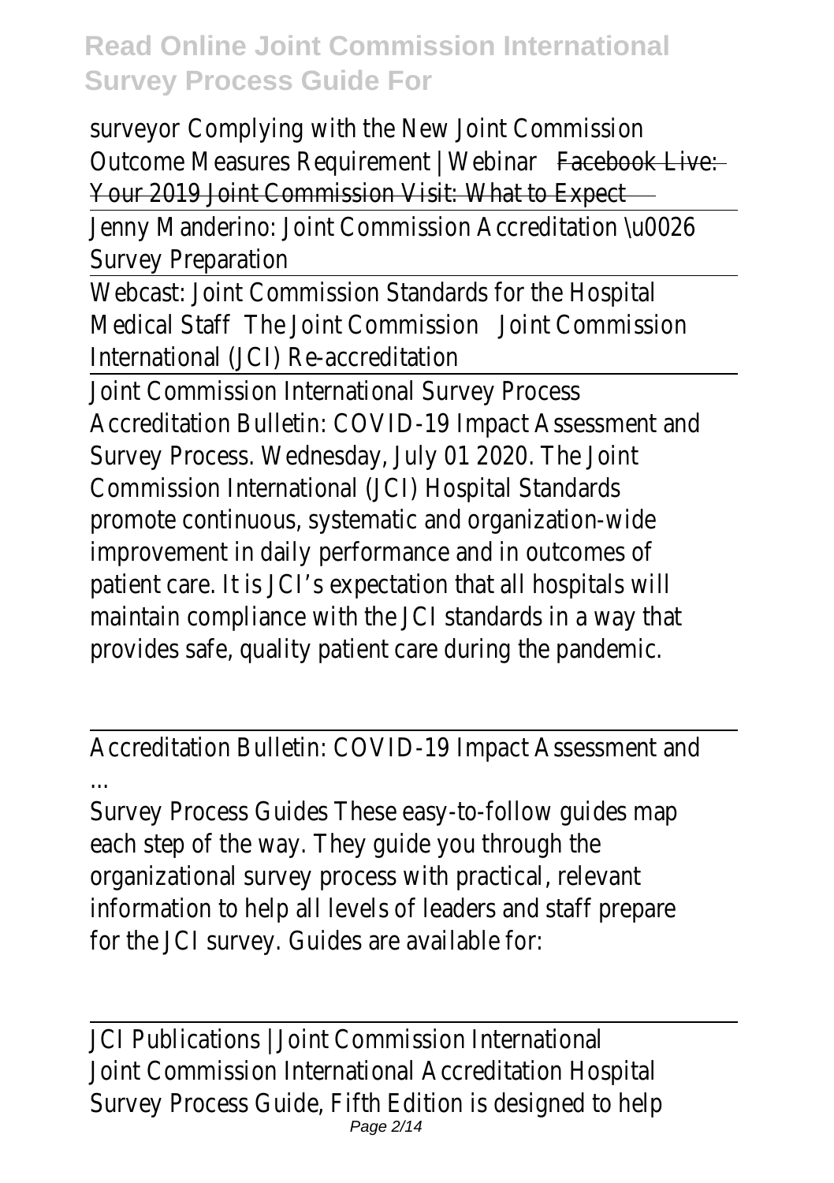surveyor Complying with the New Joint Commission Outcome Measures Requirement | Webinar ~~Facebook Live: Your 2019 Joint Commission Visit: What to Expect~~

Jenny Manderino: Joint Commission Accreditation \u0026 Survey Preparation

Webcast: Joint Commission Standards for the Hospital Medical Staff The Joint Commission Joint Commission International (JCI) Re-accreditation

Joint Commission International Survey Process

Accreditation Bulletin: COVID-19 Impact Assessment and Survey Process. Wednesday, July 01 2020. The Joint Commission International (JCI) Hospital Standards promote continuous, systematic and organization-wide improvement in daily performance and in outcomes of patient care. It is JCI's expectation that all hospitals will maintain compliance with the JCI standards in a way that provides safe, quality patient care during the pandemic.

Accreditation Bulletin: COVID-19 Impact Assessment and ...

Survey Process Guides These easy-to-follow guides map each step of the way. They guide you through the organizational survey process with practical, relevant information to help all levels of leaders and staff prepare for the JCI survey. Guides are available for:

JCI Publications | Joint Commission International

Joint Commission International Accreditation Hospital Survey Process Guide, Fifth Edition is designed to help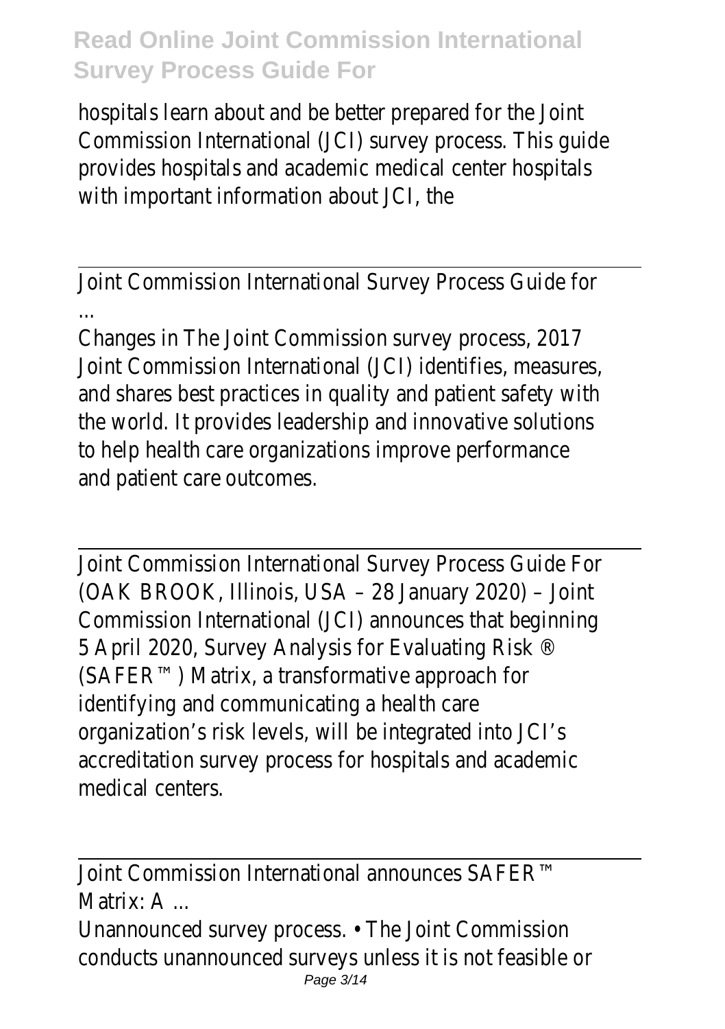hospitals learn about and be better prepared for the Joint Commission International (JCI) survey process. This guide provides hospitals and academic medical center hospitals with important information about JCI, the

Joint Commission International Survey Process Guide for ...

Changes in The Joint Commission survey process, 2017 Joint Commission International (JCI) identifies, measures, and shares best practices in quality and patient safety with the world. It provides leadership and innovative solutions to help health care organizations improve performance and patient care outcomes.

Joint Commission International Survey Process Guide For (OAK BROOK, Illinois, USA – 28 January 2020) – Joint Commission International (JCI) announces that beginning 5 April 2020, Survey Analysis for Evaluating Risk ® (SAFER™) Matrix, a transformative approach for identifying and communicating a health care organization's risk levels, will be integrated into JCI's accreditation survey process for hospitals and academic medical centers.

Joint Commission International announces SAFER™ Matrix: A ...

Unannounced survey process. • The Joint Commission conducts unannounced surveys unless it is not feasible or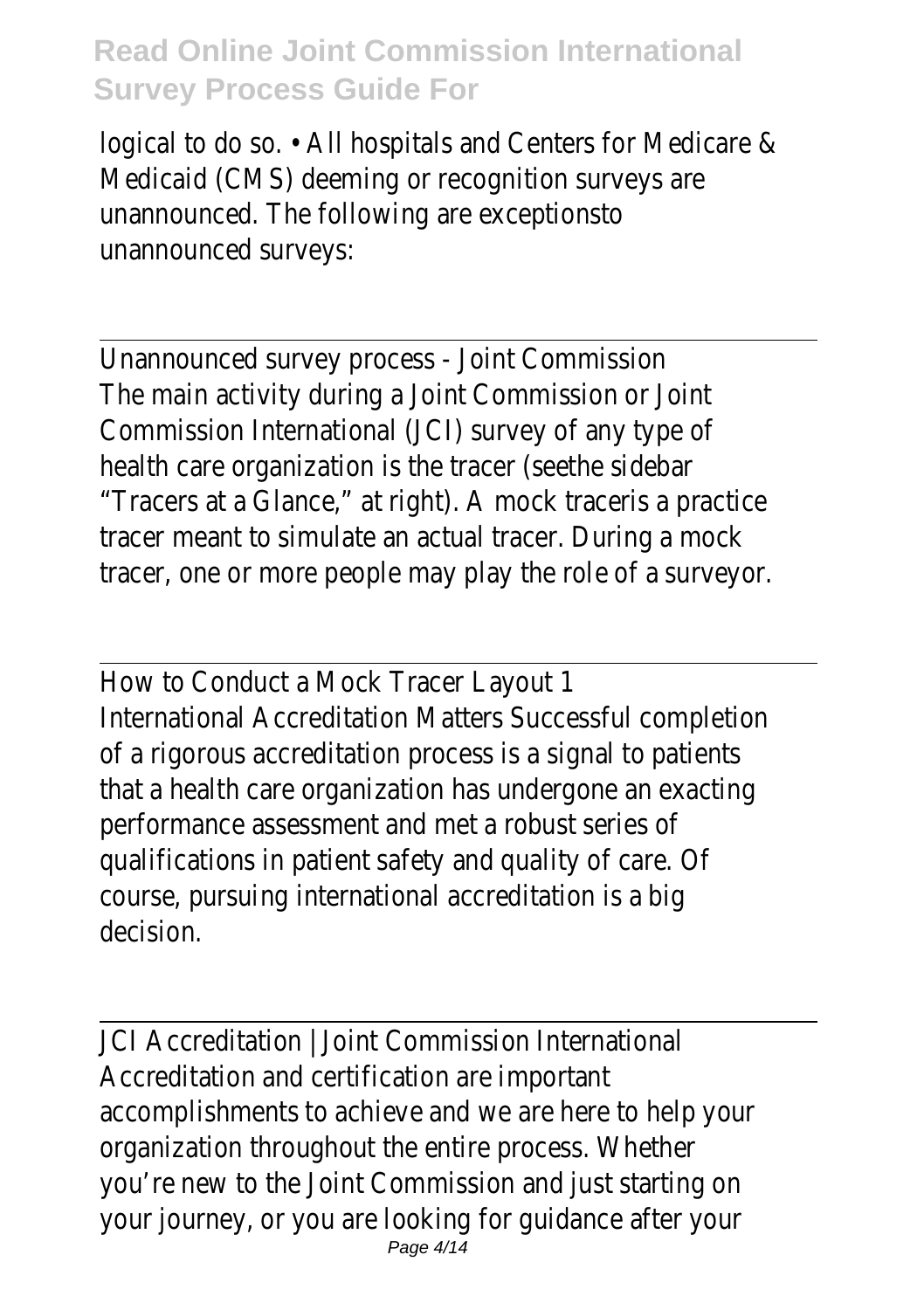logical to do so. • All hospitals and Centers for Medicare & Medicaid (CMS) deeming or recognition surveys are unannounced. The following are exceptionsto unannounced surveys:

---

Unannounced survey process - Joint Commission

The main activity during a Joint Commission or Joint Commission International (JCI) survey of any type of health care organization is the tracer (seethe sidebar "Tracers at a Glance," at right). A mock traceris a practice tracer meant to simulate an actual tracer. During a mock tracer, one or more people may play the role of a surveyor.

---

How to Conduct a Mock Tracer Layout 1

International Accreditation Matters Successful completion of a rigorous accreditation process is a signal to patients that a health care organization has undergone an exacting performance assessment and met a robust series of qualifications in patient safety and quality of care. Of course, pursuing international accreditation is a big decision.

---

JCI Accreditation | Joint Commission International

Accreditation and certification are important accomplishments to achieve and we are here to help your organization throughout the entire process. Whether you're new to the Joint Commission and just starting on your journey, or you are looking for guidance after your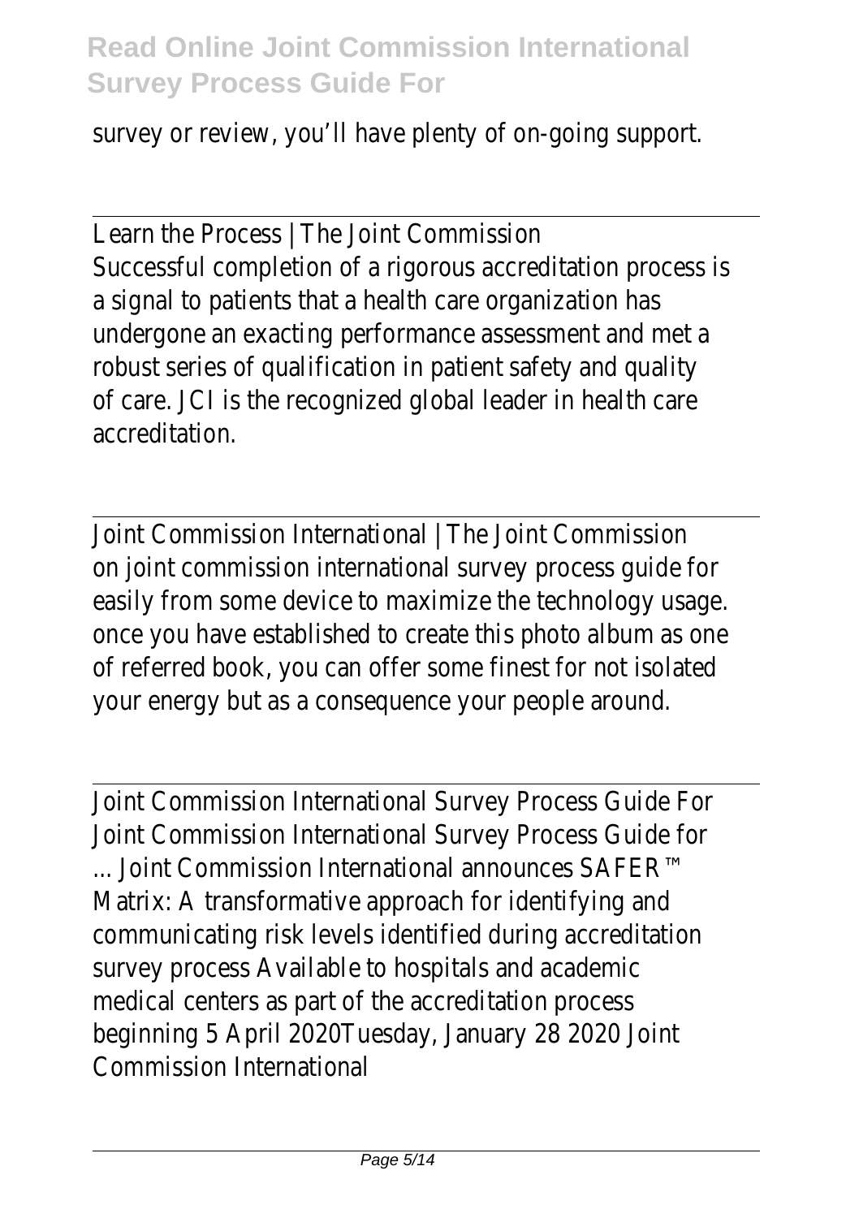survey or review, you'll have plenty of on-going support.

Learn the Process | The Joint Commission
Successful completion of a rigorous accreditation process is a signal to patients that a health care organization has undergone an exacting performance assessment and met a robust series of qualification in patient safety and quality of care. JCI is the recognized global leader in health care accreditation.

Joint Commission International | The Joint Commission
on joint commission international survey process guide for easily from some device to maximize the technology usage. once you have established to create this photo album as one of referred book, you can offer some finest for not isolated your energy but as a consequence your people around.

Joint Commission International Survey Process Guide For
Joint Commission International Survey Process Guide for ... Joint Commission International announces SAFER™ Matrix: A transformative approach for identifying and communicating risk levels identified during accreditation survey process Available to hospitals and academic medical centers as part of the accreditation process beginning 5 April 2020Tuesday, January 28 2020 Joint Commission International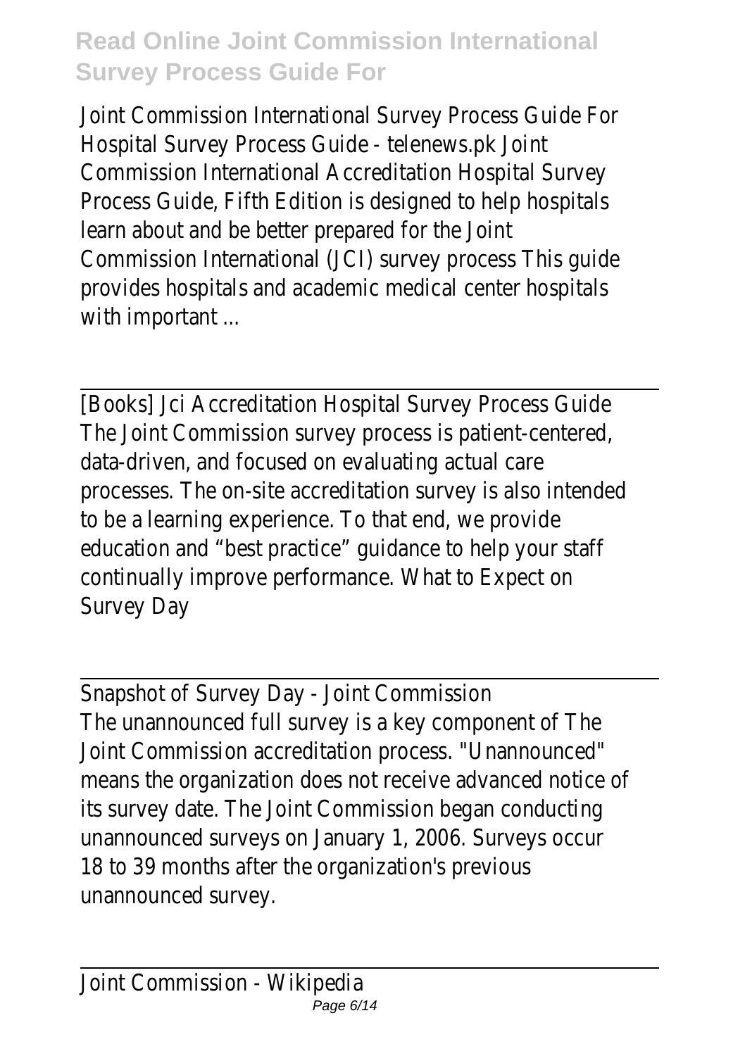Joint Commission International Survey Process Guide For Hospital Survey Process Guide - telenews.pk Joint Commission International Accreditation Hospital Survey Process Guide, Fifth Edition is designed to help hospitals learn about and be better prepared for the Joint Commission International (JCI) survey process This guide provides hospitals and academic medical center hospitals with important ...

---

[Books] Jci Accreditation Hospital Survey Process Guide

The Joint Commission survey process is patient-centered, data-driven, and focused on evaluating actual care processes. The on-site accreditation survey is also intended to be a learning experience. To that end, we provide education and "best practice" guidance to help your staff continually improve performance. What to Expect on Survey Day

---

Snapshot of Survey Day - Joint Commission

The unannounced full survey is a key component of The Joint Commission accreditation process. "Unannounced" means the organization does not receive advanced notice of its survey date. The Joint Commission began conducting unannounced surveys on January 1, 2006. Surveys occur 18 to 39 months after the organization's previous unannounced survey.

---

Joint Commission - Wikipedia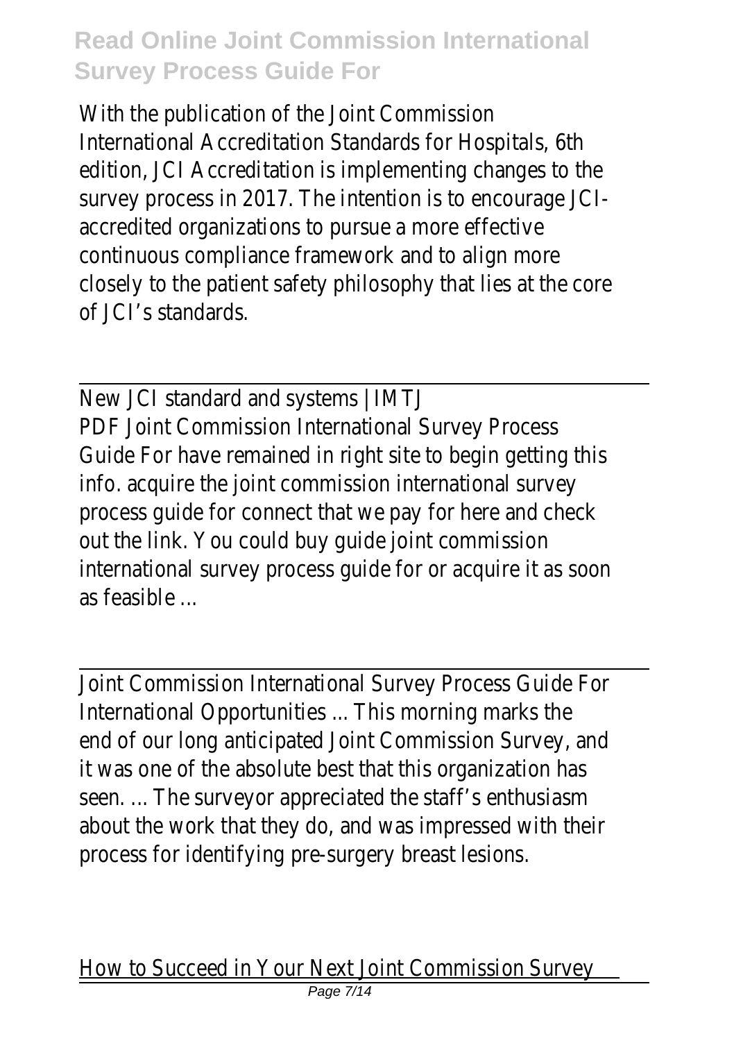With the publication of the Joint Commission International Accreditation Standards for Hospitals, 6th edition, JCI Accreditation is implementing changes to the survey process in 2017. The intention is to encourage JCI-accredited organizations to pursue a more effective continuous compliance framework and to align more closely to the patient safety philosophy that lies at the core of JCI's standards.

---

New JCI standard and systems | IMTJ

PDF Joint Commission International Survey Process Guide For have remained in right site to begin getting this info. acquire the joint commission international survey process guide for connect that we pay for here and check out the link. You could buy guide joint commission international survey process guide for or acquire it as soon as feasible ...

---

Joint Commission International Survey Process Guide For

International Opportunities ... This morning marks the end of our long anticipated Joint Commission Survey, and it was one of the absolute best that this organization has seen. ... The surveyor appreciated the staff's enthusiasm about the work that they do, and was impressed with their process for identifying pre-surgery breast lesions.

How to Succeed in Your Next Joint Commission Survey

---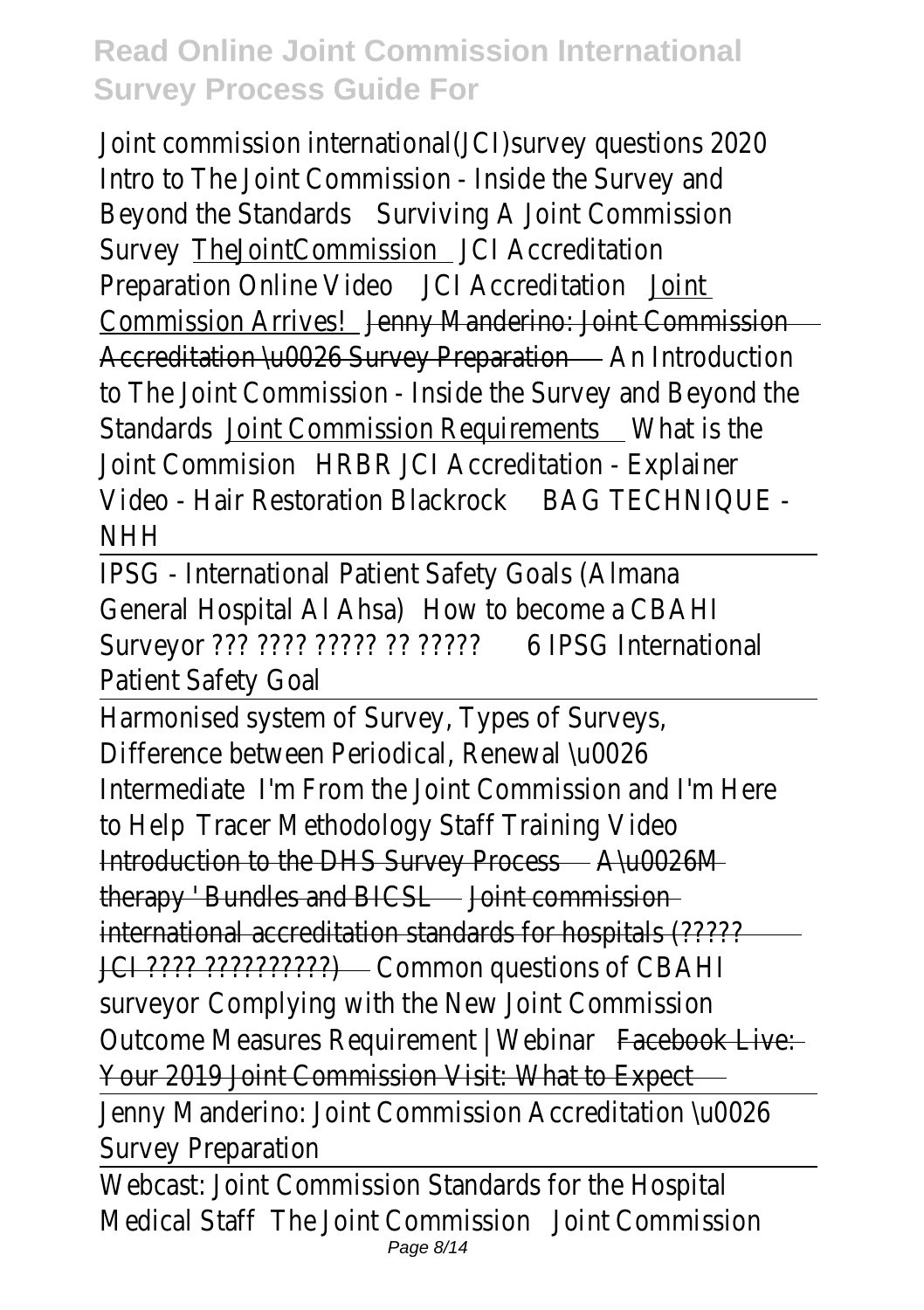Joint commission international(JCI)survey questions 2020 Intro to The Joint Commission - Inside the Survey and Beyond the Standards Surviving A Joint Commission Survey TheJointCommission JCI Accreditation Preparation Online Video JCI Accreditation Joint Commission Arrives! Jenny Manderino: Joint Commission Accreditation \u0026 Survey Preparation An Introduction to The Joint Commission - Inside the Survey and Beyond the Standards Joint Commission Requirements What is the Joint Commision HRBR JCI Accreditation - Explainer Video - Hair Restoration Blackrock BAG TECHNIQUE - NHH

IPSG - International Patient Safety Goals (Almana General Hospital Al Ahsa) How to become a CBAHI Surveyor ??? ???? ????? ?? ????? 6 IPSG International Patient Safety Goal

Harmonised system of Survey, Types of Surveys, Difference between Periodical, Renewal \u0026 Intermediate I'm From the Joint Commission and I'm Here to Help Tracer Methodology Staff Training Video Introduction to the DHS Survey Process A\u0026M therapy ' Bundles and BICSL Joint commission international accreditation standards for hospitals (????? JCI ???? ??????????) Common questions of CBAHI surveyor Complying with the New Joint Commission Outcome Measures Requirement | Webinar Facebook Live: Your 2019 Joint Commission Visit: What to Expect

Jenny Manderino: Joint Commission Accreditation \u0026 Survey Preparation

Webcast: Joint Commission Standards for the Hospital Medical Staff The Joint Commission Joint Commission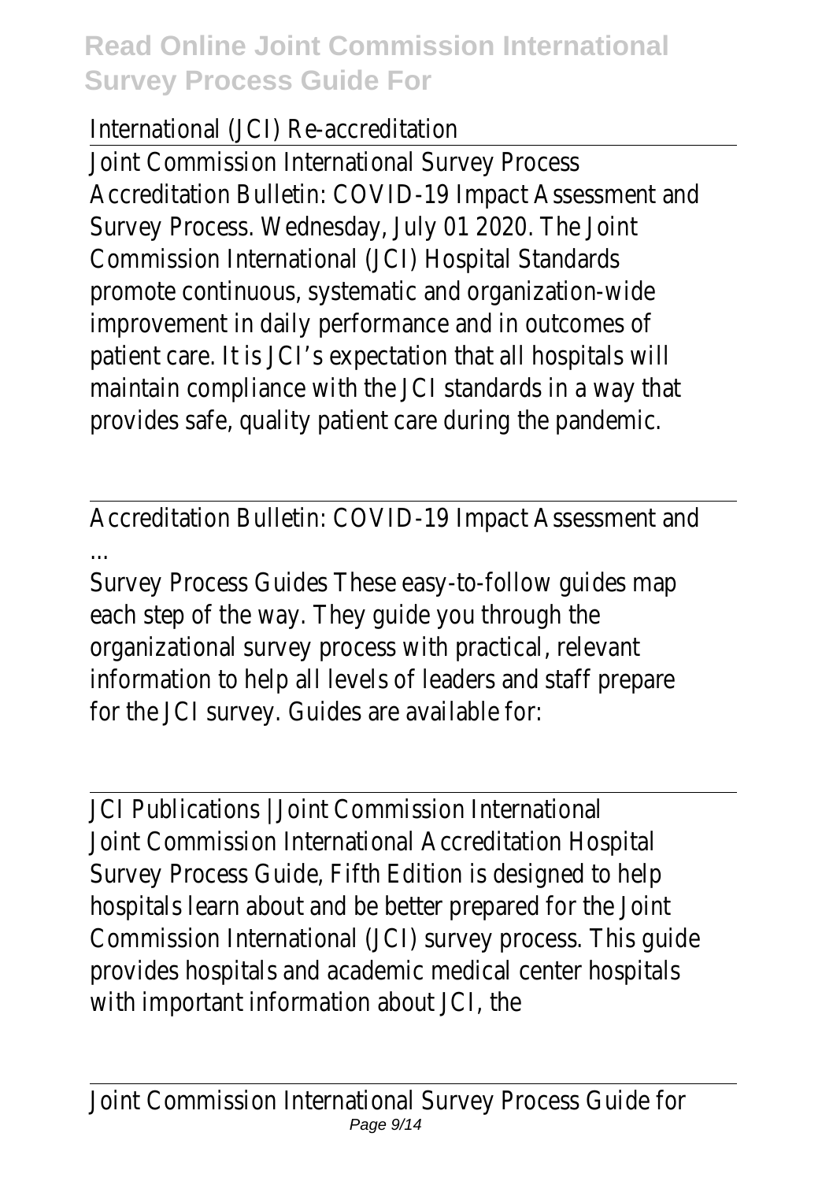International (JCI) Re-accreditation

Joint Commission International Survey Process

Accreditation Bulletin: COVID-19 Impact Assessment and Survey Process. Wednesday, July 01 2020. The Joint Commission International (JCI) Hospital Standards promote continuous, systematic and organization-wide improvement in daily performance and in outcomes of patient care. It is JCI's expectation that all hospitals will maintain compliance with the JCI standards in a way that provides safe, quality patient care during the pandemic.

Accreditation Bulletin: COVID-19 Impact Assessment and ...

Survey Process Guides These easy-to-follow guides map each step of the way. They guide you through the organizational survey process with practical, relevant information to help all levels of leaders and staff prepare for the JCI survey. Guides are available for:

JCI Publications | Joint Commission International

Joint Commission International Accreditation Hospital Survey Process Guide, Fifth Edition is designed to help hospitals learn about and be better prepared for the Joint Commission International (JCI) survey process. This guide provides hospitals and academic medical center hospitals with important information about JCI, the

Joint Commission International Survey Process Guide for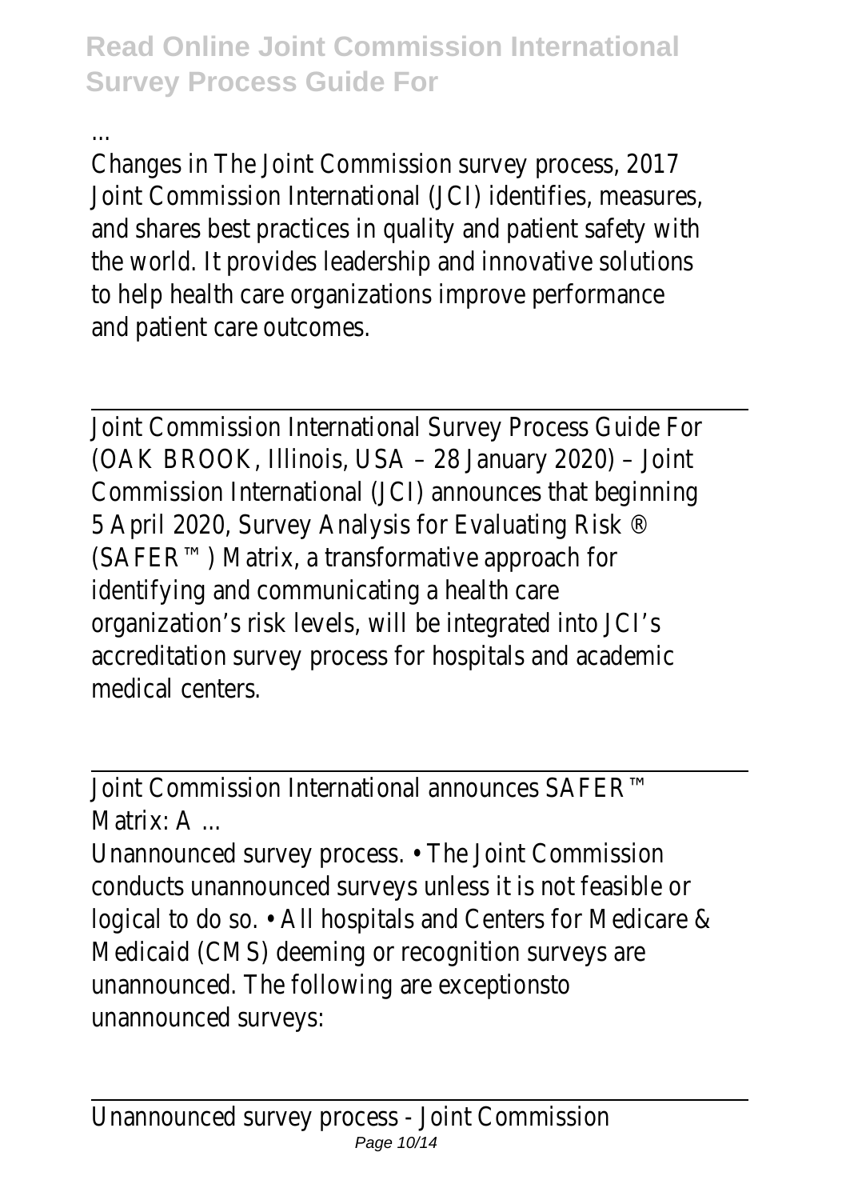...

Changes in The Joint Commission survey process, 2017 Joint Commission International (JCI) identifies, measures, and shares best practices in quality and patient safety with the world. It provides leadership and innovative solutions to help health care organizations improve performance and patient care outcomes.

---

Joint Commission International Survey Process Guide For (OAK BROOK, Illinois, USA – 28 January 2020) – Joint Commission International (JCI) announces that beginning 5 April 2020, Survey Analysis for Evaluating Risk ® (SAFER™) Matrix, a transformative approach for identifying and communicating a health care organization's risk levels, will be integrated into JCI's accreditation survey process for hospitals and academic medical centers.

---

Joint Commission International announces SAFER™ Matrix: A ...

Unannounced survey process. • The Joint Commission conducts unannounced surveys unless it is not feasible or logical to do so. • All hospitals and Centers for Medicare & Medicaid (CMS) deeming or recognition surveys are unannounced. The following are exceptionsto unannounced surveys:

---

Unannounced survey process - Joint Commission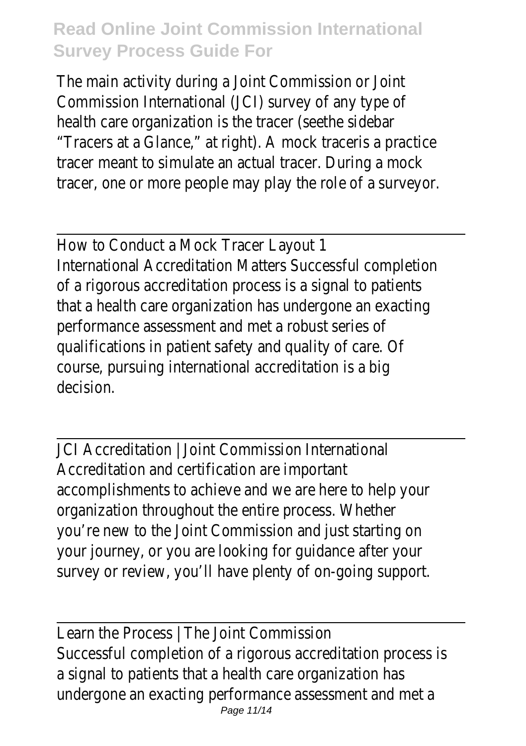The main activity during a Joint Commission or Joint Commission International (JCI) survey of any type of health care organization is the tracer (seethe sidebar "Tracers at a Glance," at right). A mock traceris a practice tracer meant to simulate an actual tracer. During a mock tracer, one or more people may play the role of a surveyor.

---

How to Conduct a Mock Tracer Layout 1
International Accreditation Matters Successful completion of a rigorous accreditation process is a signal to patients that a health care organization has undergone an exacting performance assessment and met a robust series of qualifications in patient safety and quality of care. Of course, pursuing international accreditation is a big decision.

---

JCI Accreditation | Joint Commission International
Accreditation and certification are important accomplishments to achieve and we are here to help your organization throughout the entire process. Whether you're new to the Joint Commission and just starting on your journey, or you are looking for guidance after your survey or review, you'll have plenty of on-going support.

---

Learn the Process | The Joint Commission
Successful completion of a rigorous accreditation process is a signal to patients that a health care organization has undergone an exacting performance assessment and met a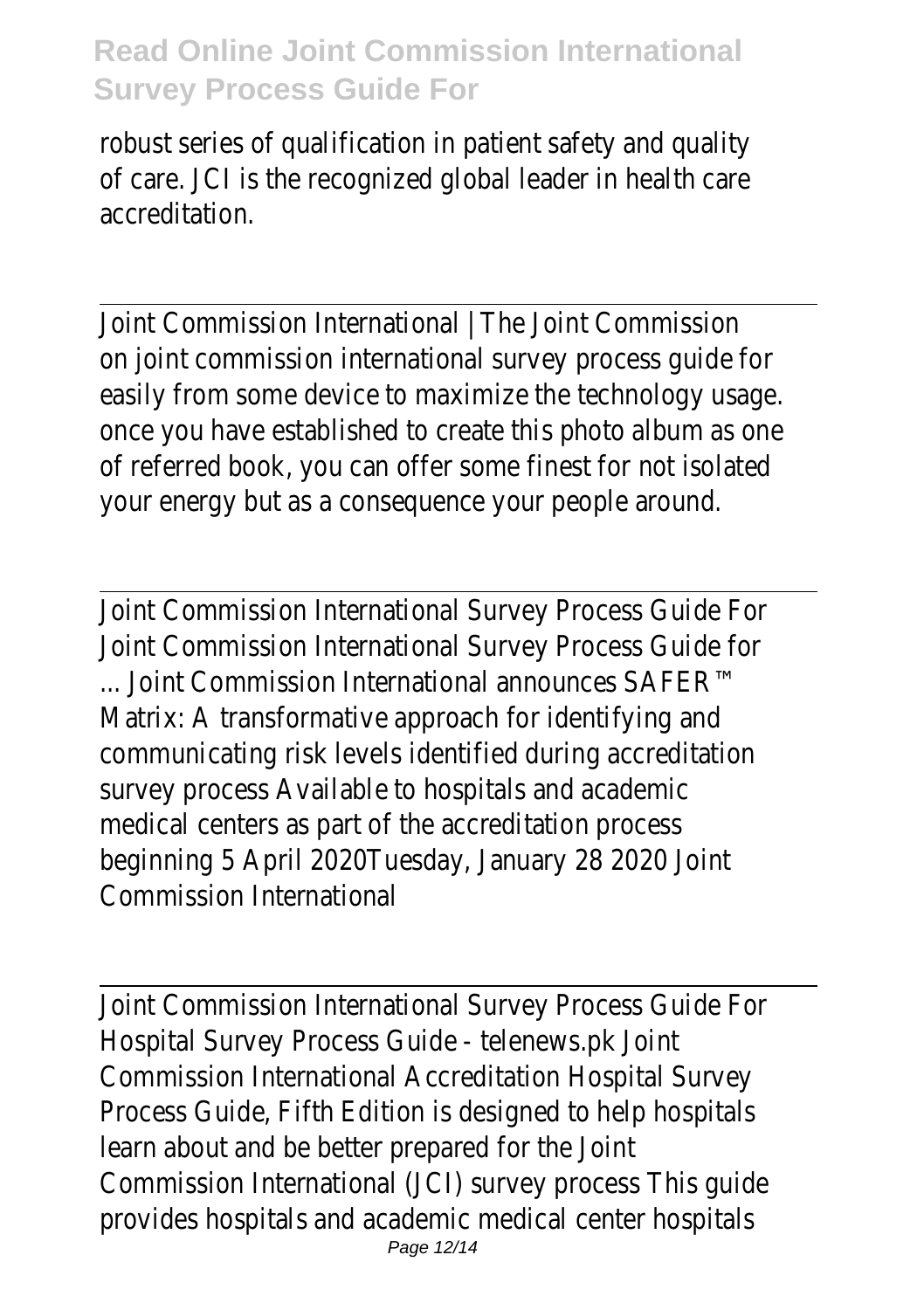robust series of qualification in patient safety and quality of care. JCI is the recognized global leader in health care accreditation.

Joint Commission International | The Joint Commission on joint commission international survey process guide for easily from some device to maximize the technology usage. once you have established to create this photo album as one of referred book, you can offer some finest for not isolated your energy but as a consequence your people around.

Joint Commission International Survey Process Guide For Joint Commission International Survey Process Guide for ... Joint Commission International announces SAFER™ Matrix: A transformative approach for identifying and communicating risk levels identified during accreditation survey process Available to hospitals and academic medical centers as part of the accreditation process beginning 5 April 2020Tuesday, January 28 2020 Joint Commission International

Joint Commission International Survey Process Guide For Hospital Survey Process Guide - telenews.pk Joint Commission International Accreditation Hospital Survey Process Guide, Fifth Edition is designed to help hospitals learn about and be better prepared for the Joint Commission International (JCI) survey process This guide provides hospitals and academic medical center hospitals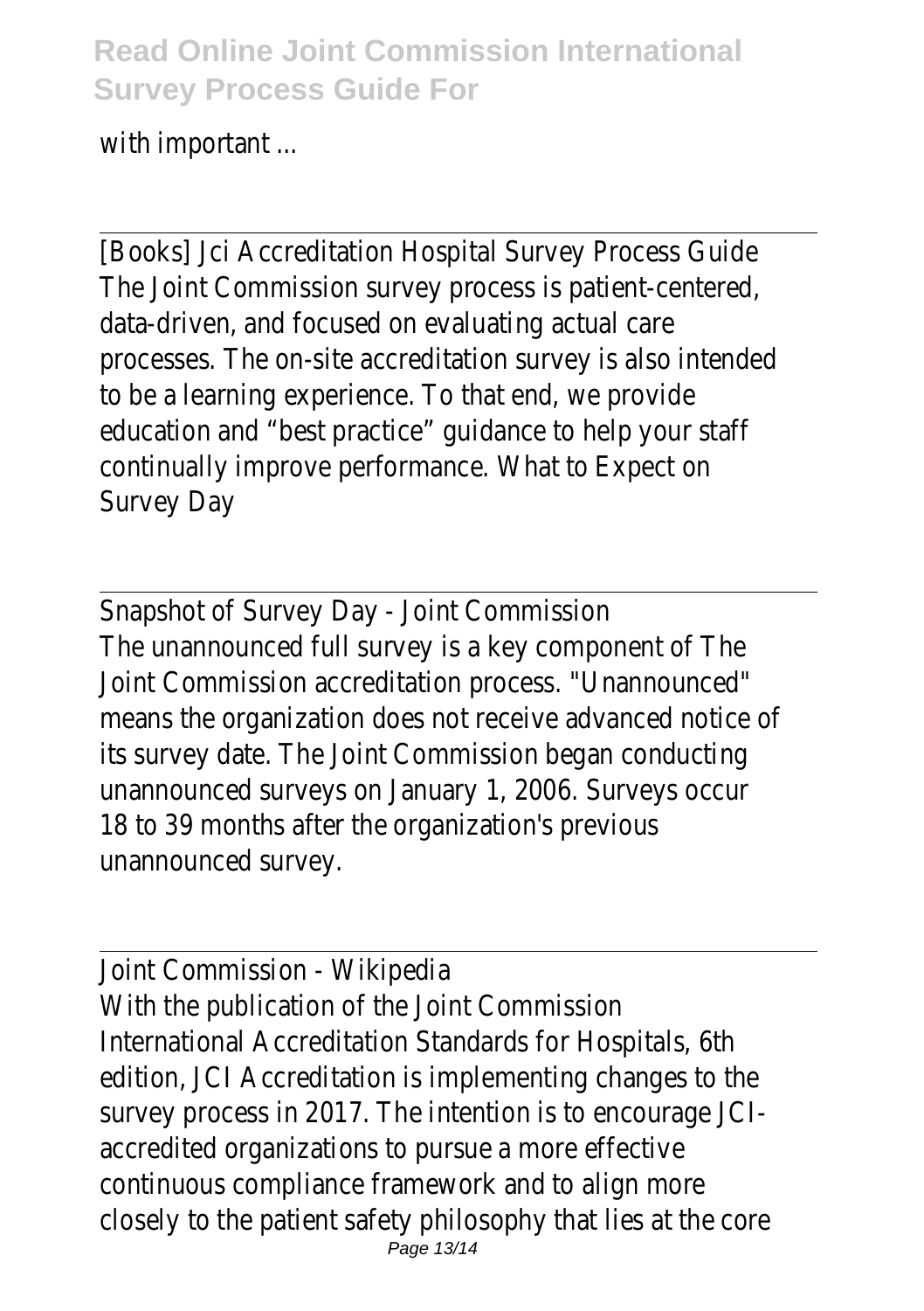with important ...

[Books] Jci Accreditation Hospital Survey Process Guide
The Joint Commission survey process is patient-centered, data-driven, and focused on evaluating actual care processes. The on-site accreditation survey is also intended to be a learning experience. To that end, we provide education and "best practice" guidance to help your staff continually improve performance. What to Expect on Survey Day

Snapshot of Survey Day - Joint Commission
The unannounced full survey is a key component of The Joint Commission accreditation process. "Unannounced" means the organization does not receive advanced notice of its survey date. The Joint Commission began conducting unannounced surveys on January 1, 2006. Surveys occur 18 to 39 months after the organization's previous unannounced survey.

Joint Commission - Wikipedia
With the publication of the Joint Commission International Accreditation Standards for Hospitals, 6th edition, JCI Accreditation is implementing changes to the survey process in 2017. The intention is to encourage JCI-accredited organizations to pursue a more effective continuous compliance framework and to align more closely to the patient safety philosophy that lies at the core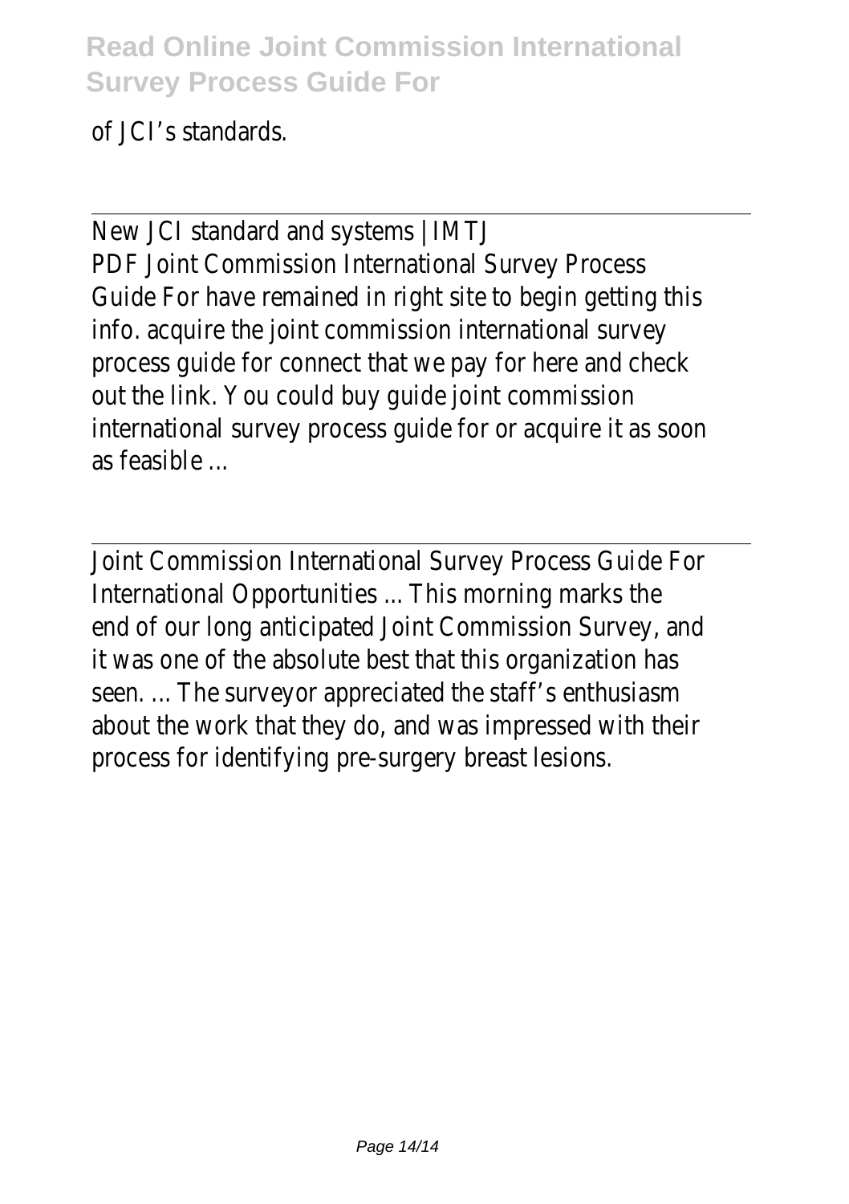of JCI's standards.

---

New JCI standard and systems | IMTJ

PDF Joint Commission International Survey Process Guide For have remained in right site to begin getting this info. acquire the joint commission international survey process guide for connect that we pay for here and check out the link. You could buy guide joint commission international survey process guide for or acquire it as soon as feasible ...

---

Joint Commission International Survey Process Guide For

International Opportunities ... This morning marks the end of our long anticipated Joint Commission Survey, and it was one of the absolute best that this organization has seen. ... The surveyor appreciated the staff's enthusiasm about the work that they do, and was impressed with their process for identifying pre-surgery breast lesions.